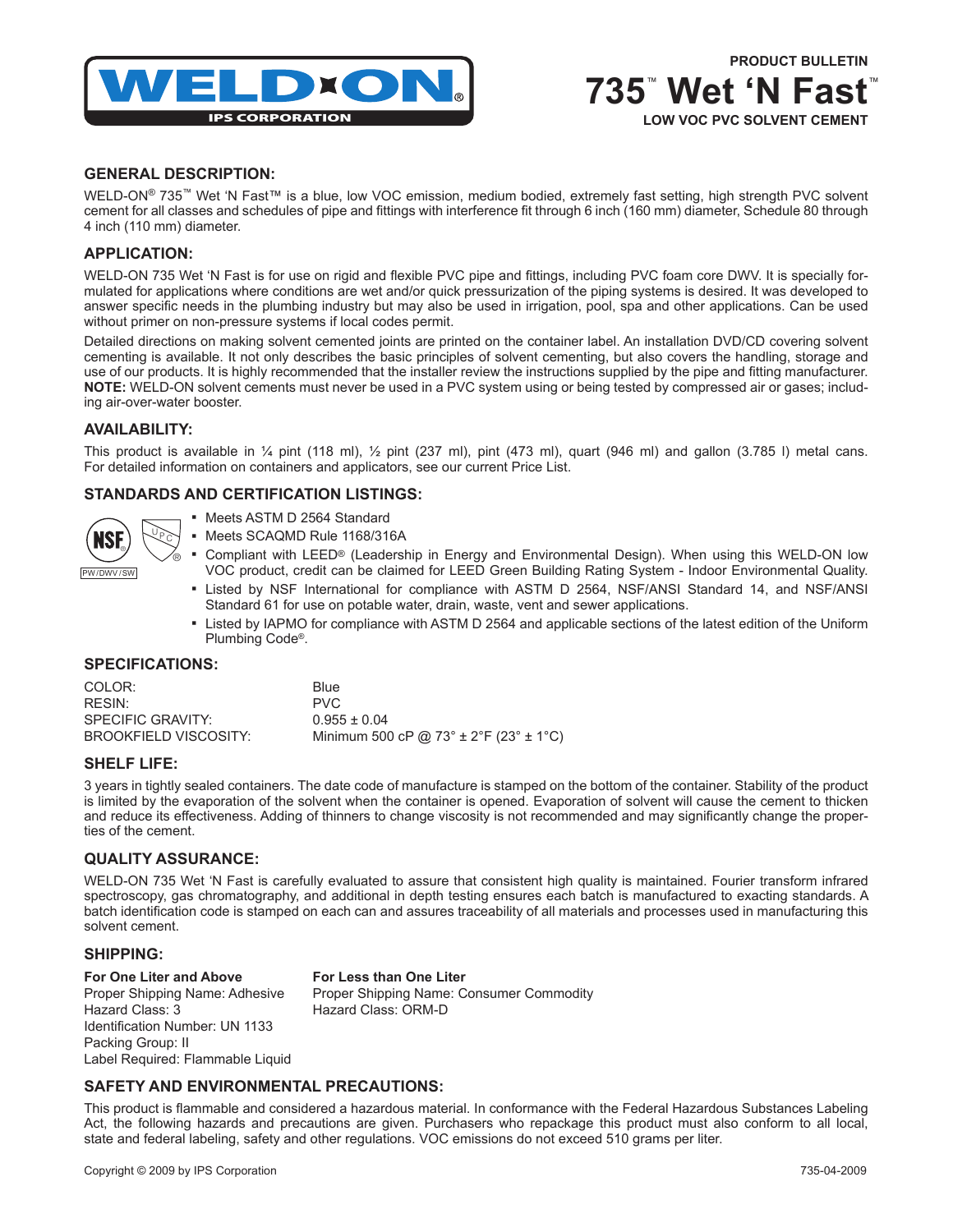WELD-ON® IPS CORPORATION

PRODUCT BULLETIN

# 735™ Wet 'N Fast™

**LOW VOC PVC SOLVENT CEMENT**

## GENERAL DESCRIPTION:

WELD-ON® 735™ Wet 'N Fast™ is a blue, low VOC emission, medium bodied, extremely fast setting, high strength PVC solvent cement for all classes and schedules of pipe and fittings with interference fit through 6 inch (160 mm) diameter, Schedule 80 through 4 inch (110 mm) diameter.

## APPLICATION:

WELD-ON 735 Wet 'N Fast is for use on rigid and flexible PVC pipe and fittings, including PVC foam core DWV. It is specially formulated for applications where conditions are wet and/or quick pressurization of the piping systems is desired. It was developed to answer specific needs in the plumbing industry but may also be used in irrigation, pool, spa and other applications. Can be used without primer on non-pressure systems if local codes permit.

Detailed directions on making solvent cemented joints are printed on the container label. An installation DVD/CD covering solvent cementing is available. It not only describes the basic principles of solvent cementing, but also covers the handling, storage and use of our products. It is highly recommended that the installer review the instructions supplied by the pipe and fitting manufacturer. **NOTE:** WELD-ON solvent cements must never be used in a PVC system using or being tested by compressed air or gases; including air-over-water booster.

## AVAILABILITY:

This product is available in ¼ pint (118 ml), ½ pint (237 ml), pint (473 ml), quart (946 ml) and gallon (3.785 l) metal cans. For detailed information on containers and applicators, see our current Price List.

## STANDARDS AND CERTIFICATION LISTINGS:

NSF PW/DWV/SW — UPC®

- Meets ASTM D 2564 Standard
- Meets SCAQMD Rule 1168/316A
- Compliant with LEED® (Leadership in Energy and Environmental Design). When using this WELD-ON low VOC product, credit can be claimed for LEED Green Building Rating System - Indoor Environmental Quality.
- Listed by NSF International for compliance with ASTM D 2564, NSF/ANSI Standard 14, and NSF/ANSI Standard 61 for use on potable water, drain, waste, vent and sewer applications.
- Listed by IAPMO for compliance with ASTM D 2564 and applicable sections of the latest edition of the Uniform Plumbing Code®.

## SPECIFICATIONS:

| | |
|---|---|
| COLOR: | Blue |
| RESIN: | PVC |
| SPECIFIC GRAVITY: | 0.955 ± 0.04 |
| BROOKFIELD VISCOSITY: | Minimum 500 cP @ 73° ± 2°F (23° ± 1°C) |

## SHELF LIFE:

3 years in tightly sealed containers. The date code of manufacture is stamped on the bottom of the container. Stability of the product is limited by the evaporation of the solvent when the container is opened. Evaporation of solvent will cause the cement to thicken and reduce its effectiveness. Adding of thinners to change viscosity is not recommended and may significantly change the properties of the cement.

## QUALITY ASSURANCE:

WELD-ON 735 Wet 'N Fast is carefully evaluated to assure that consistent high quality is maintained. Fourier transform infrared spectroscopy, gas chromatography, and additional in depth testing ensures each batch is manufactured to exacting standards. A batch identification code is stamped on each can and assures traceability of all materials and processes used in manufacturing this solvent cement.

## SHIPPING:

**For One Liter and Above**
Proper Shipping Name: Adhesive
Hazard Class: 3
Identification Number: UN 1133
Packing Group: II
Label Required: Flammable Liquid

**For Less than One Liter**
Proper Shipping Name: Consumer Commodity
Hazard Class: ORM-D

## SAFETY AND ENVIRONMENTAL PRECAUTIONS:

This product is flammable and considered a hazardous material. In conformance with the Federal Hazardous Substances Labeling Act, the following hazards and precautions are given. Purchasers who repackage this product must also conform to all local, state and federal labeling, safety and other regulations. VOC emissions do not exceed 510 grams per liter.

Copyright © 2009 by IPS Corporation

735-04-2009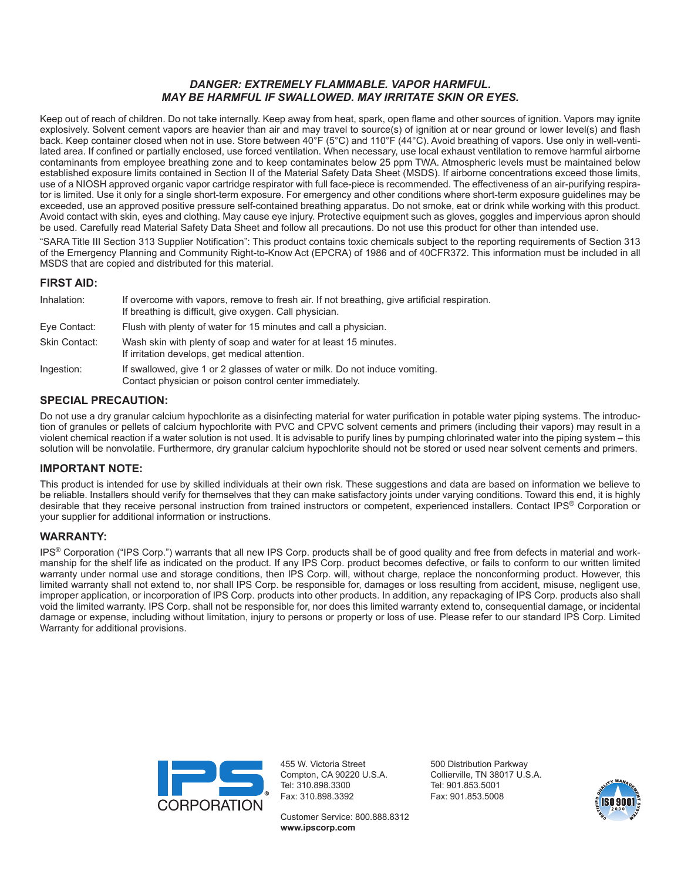***DANGER: EXTREMELY FLAMMABLE. VAPOR HARMFUL.***
***MAY BE HARMFUL IF SWALLOWED. MAY IRRITATE SKIN OR EYES.***

Keep out of reach of children. Do not take internally. Keep away from heat, spark, open flame and other sources of ignition. Vapors may ignite explosively. Solvent cement vapors are heavier than air and may travel to source(s) of ignition at or near ground or lower level(s) and flash back. Keep container closed when not in use. Store between 40°F (5°C) and 110°F (44°C). Avoid breathing of vapors. Use only in well-ventilated area. If confined or partially enclosed, use forced ventilation. When necessary, use local exhaust ventilation to remove harmful airborne contaminants from employee breathing zone and to keep contaminates below 25 ppm TWA. Atmospheric levels must be maintained below established exposure limits contained in Section II of the Material Safety Data Sheet (MSDS). If airborne concentrations exceed those limits, use of a NIOSH approved organic vapor cartridge respirator with full face-piece is recommended. The effectiveness of an air-purifying respirator is limited. Use it only for a single short-term exposure. For emergency and other conditions where short-term exposure guidelines may be exceeded, use an approved positive pressure self-contained breathing apparatus. Do not smoke, eat or drink while working with this product. Avoid contact with skin, eyes and clothing. May cause eye injury. Protective equipment such as gloves, goggles and impervious apron should be used. Carefully read Material Safety Data Sheet and follow all precautions. Do not use this product for other than intended use.

"SARA Title III Section 313 Supplier Notification": This product contains toxic chemicals subject to the reporting requirements of Section 313 of the Emergency Planning and Community Right-to-Know Act (EPCRA) of 1986 and of 40CFR372. This information must be included in all MSDS that are copied and distributed for this material.

## FIRST AID:

| | |
|---|---|
| Inhalation: | If overcome with vapors, remove to fresh air. If not breathing, give artificial respiration. If breathing is difficult, give oxygen. Call physician. |
| Eye Contact: | Flush with plenty of water for 15 minutes and call a physician. |
| Skin Contact: | Wash skin with plenty of soap and water for at least 15 minutes. If irritation develops, get medical attention. |
| Ingestion: | If swallowed, give 1 or 2 glasses of water or milk. Do not induce vomiting. Contact physician or poison control center immediately. |

## SPECIAL PRECAUTION:

Do not use a dry granular calcium hypochlorite as a disinfecting material for water purification in potable water piping systems. The introduction of granules or pellets of calcium hypochlorite with PVC and CPVC solvent cements and primers (including their vapors) may result in a violent chemical reaction if a water solution is not used. It is advisable to purify lines by pumping chlorinated water into the piping system – this solution will be nonvolatile. Furthermore, dry granular calcium hypochlorite should not be stored or used near solvent cements and primers.

## IMPORTANT NOTE:

This product is intended for use by skilled individuals at their own risk. These suggestions and data are based on information we believe to be reliable. Installers should verify for themselves that they can make satisfactory joints under varying conditions. Toward this end, it is highly desirable that they receive personal instruction from trained instructors or competent, experienced installers. Contact IPS® Corporation or your supplier for additional information or instructions.

## WARRANTY:

IPS® Corporation ("IPS Corp.") warrants that all new IPS Corp. products shall be of good quality and free from defects in material and workmanship for the shelf life as indicated on the product. If any IPS Corp. product becomes defective, or fails to conform to our written limited warranty under normal use and storage conditions, then IPS Corp. will, without charge, replace the nonconforming product. However, this limited warranty shall not extend to, nor shall IPS Corp. be responsible for, damages or loss resulting from accident, misuse, negligent use, improper application, or incorporation of IPS Corp. products into other products. In addition, any repackaging of IPS Corp. products also shall void the limited warranty. IPS Corp. shall not be responsible for, nor does this limited warranty extend to, consequential damage, or incidental damage or expense, including without limitation, injury to persons or property or loss of use. Please refer to our standard IPS Corp. Limited Warranty for additional provisions.

IPS® CORPORATION

455 W. Victoria Street
Compton, CA 90220 U.S.A.
Tel: 310.898.3300
Fax: 310.898.3392

Customer Service: 800.888.8312
**www.ipscorp.com**

500 Distribution Parkway
Collierville, TN 38017 U.S.A.
Tel: 901.853.5001
Fax: 901.853.5008

CERTIFIED QUALITY MANAGEMENT SYSTEM ISO 9001 2000